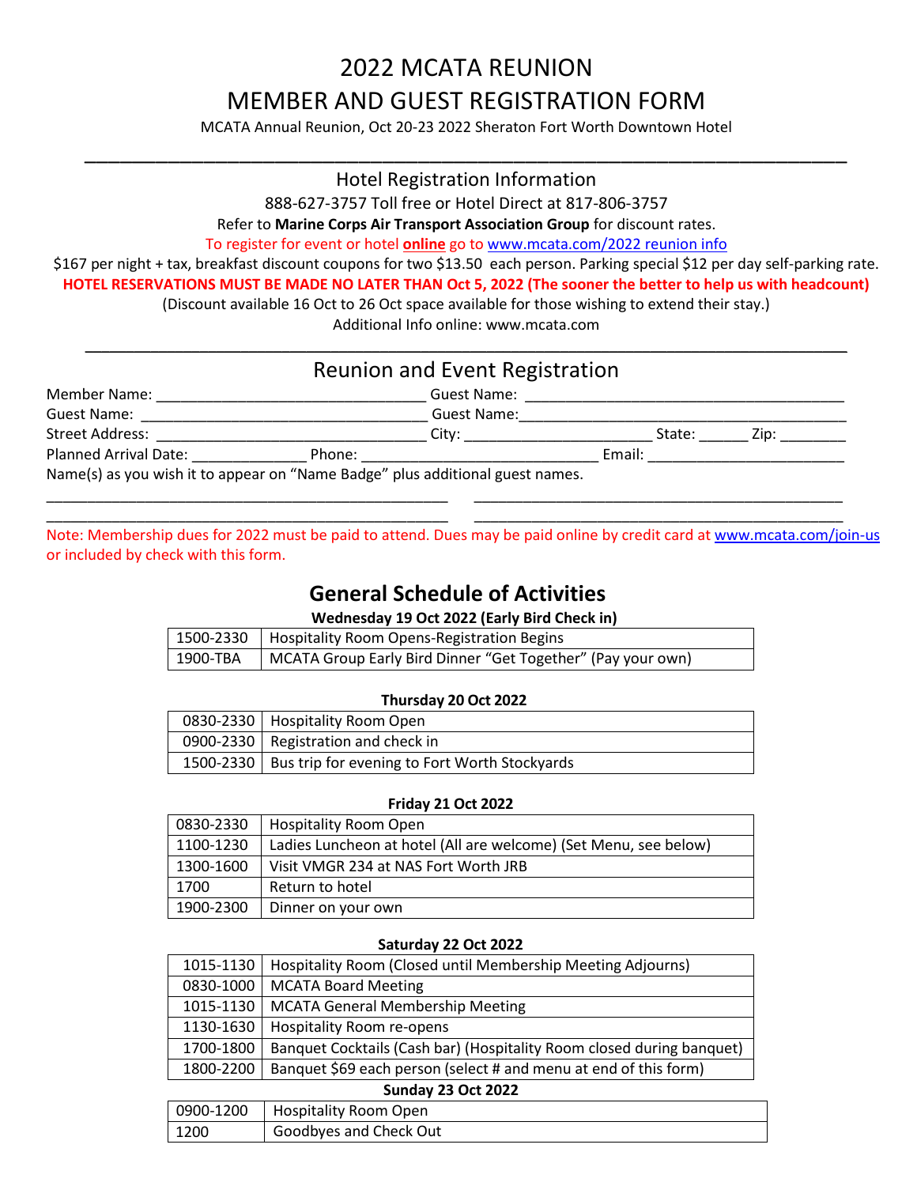# 2022 MCATA REUNION

# MEMBER AND GUEST REGISTRATION FORM

MCATA Annual Reunion, Oct 20-23 2022 Sheraton Fort Worth Downtown Hotel

---

## Hotel Registration Information

888-627-3757 Toll free or Hotel Direct at 817-806-3757

Refer to **Marine Corps Air Transport Association Group** for discount rates.

To register for event or hotel **online** go to www.mcata.com/2022 reunion info

$167 per night + tax, breakfast discount coupons for two $13.50 each person. Parking special $12 per day self-parking rate.

**HOTEL RESERVATIONS MUST BE MADE NO LATER THAN Oct 5, 2022 (The sooner the better to help us with headcount)**

(Discount available 16 Oct to 26 Oct space available for those wishing to extend their stay.)

Additional Info online: www.mcata.com

---

## Reunion and Event Registration

Member Name: _________________________________ Guest Name: _______________________________________

Guest Name: ___________________________________ Guest Name:_______________________________________

Street Address: ________________________________ City: ______________________ State: ______ Zip: ________

Planned Arrival Date: _____________ Phone: _____________________________ Email: ________________________

Name(s) as you wish it to appear on "Name Badge" plus additional guest names.

__________________________________________________ ______________________________________________

__________________________________________________ ______________________________________________

Note: Membership dues for 2022 must be paid to attend. Dues may be paid online by credit card at www.mcata.com/join-us or included by check with this form.

## General Schedule of Activities

**Wednesday 19 Oct 2022 (Early Bird Check in)**

| | |
|---|---|
| 1500-2330 | Hospitality Room Opens-Registration Begins |
| 1900-TBA | MCATA Group Early Bird Dinner "Get Together" (Pay your own) |

**Thursday 20 Oct 2022**

| | |
|---|---|
| 0830-2330 | Hospitality Room Open |
| 0900-2330 | Registration and check in |
| 1500-2330 | Bus trip for evening to Fort Worth Stockyards |

**Friday 21 Oct 2022**

| | |
|---|---|
| 0830-2330 | Hospitality Room Open |
| 1100-1230 | Ladies Luncheon at hotel (All are welcome) (Set Menu, see below) |
| 1300-1600 | Visit VMGR 234 at NAS Fort Worth JRB |
| 1700 | Return to hotel |
| 1900-2300 | Dinner on your own |

**Saturday 22 Oct 2022**

| | |
|---|---|
| 1015-1130 | Hospitality Room (Closed until Membership Meeting Adjourns) |
| 0830-1000 | MCATA Board Meeting |
| 1015-1130 | MCATA General Membership Meeting |
| 1130-1630 | Hospitality Room re-opens |
| 1700-1800 | Banquet Cocktails (Cash bar) (Hospitality Room closed during banquet) |
| 1800-2200 | Banquet $69 each person (select # and menu at end of this form) |

**Sunday 23 Oct 2022**

| | |
|---|---|
| 0900-1200 | Hospitality Room Open |
| 1200 | Goodbyes and Check Out |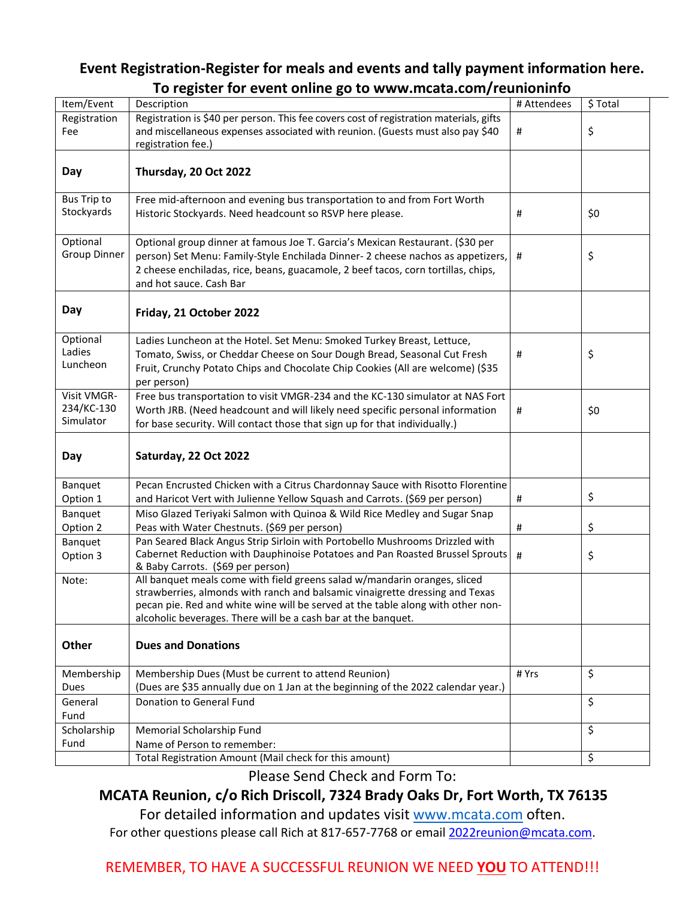**Event Registration-Register for meals and events and tally payment information here.**
**To register for event online go to www.mcata.com/reunioninfo**

| Item/Event | Description | # Attendees | $ Total |
|---|---|---|---|
| Registration Fee | Registration is $40 per person. This fee covers cost of registration materials, gifts and miscellaneous expenses associated with reunion. (Guests must also pay $40 registration fee.) | # | $ |
| **Day** | **Thursday, 20 Oct 2022** | | |
| Bus Trip to Stockyards | Free mid-afternoon and evening bus transportation to and from Fort Worth Historic Stockyards. Need headcount so RSVP here please. | # | $0 |
| Optional Group Dinner | Optional group dinner at famous Joe T. Garcia's Mexican Restaurant. ($30 per person) Set Menu: Family-Style Enchilada Dinner- 2 cheese nachos as appetizers, 2 cheese enchiladas, rice, beans, guacamole, 2 beef tacos, corn tortillas, chips, and hot sauce. Cash Bar | # | $ |
| **Day** | **Friday, 21 October 2022** | | |
| Optional Ladies Luncheon | Ladies Luncheon at the Hotel. Set Menu: Smoked Turkey Breast, Lettuce, Tomato, Swiss, or Cheddar Cheese on Sour Dough Bread, Seasonal Cut Fresh Fruit, Crunchy Potato Chips and Chocolate Chip Cookies (All are welcome) ($35 per person) | # | $ |
| Visit VMGR-234/KC-130 Simulator | Free bus transportation to visit VMGR-234 and the KC-130 simulator at NAS Fort Worth JRB. (Need headcount and will likely need specific personal information for base security. Will contact those that sign up for that individually.) | # | $0 |
| **Day** | **Saturday, 22 Oct 2022** | | |
| Banquet Option 1 | Pecan Encrusted Chicken with a Citrus Chardonnay Sauce with Risotto Florentine and Haricot Vert with Julienne Yellow Squash and Carrots. ($69 per person) | # | $ |
| Banquet Option 2 | Miso Glazed Teriyaki Salmon with Quinoa & Wild Rice Medley and Sugar Snap Peas with Water Chestnuts. ($69 per person) | # | $ |
| Banquet Option 3 | Pan Seared Black Angus Strip Sirloin with Portobello Mushrooms Drizzled with Cabernet Reduction with Dauphinoise Potatoes and Pan Roasted Brussel Sprouts & Baby Carrots. ($69 per person) | # | $ |
| Note: | All banquet meals come with field greens salad w/mandarin oranges, sliced strawberries, almonds with ranch and balsamic vinaigrette dressing and Texas pecan pie. Red and white wine will be served at the table along with other non-alcoholic beverages. There will be a cash bar at the banquet. | | |
| **Other** | **Dues and Donations** | | |
| Membership Dues | Membership Dues (Must be current to attend Reunion) (Dues are $35 annually due on 1 Jan at the beginning of the 2022 calendar year.) | # Yrs | $ |
| General Fund | Donation to General Fund | | $ |
| Scholarship Fund | Memorial Scholarship Fund<br>Name of Person to remember: | | $ |
| | Total Registration Amount (Mail check for this amount) | | $ |

Please Send Check and Form To:

**MCATA Reunion, c/o Rich Driscoll, 7324 Brady Oaks Dr, Fort Worth, TX 76135**

For detailed information and updates visit www.mcata.com often.

For other questions please call Rich at 817-657-7768 or email 2022reunion@mcata.com.

REMEMBER, TO HAVE A SUCCESSFUL REUNION WE NEED **YOU** TO ATTEND!!!